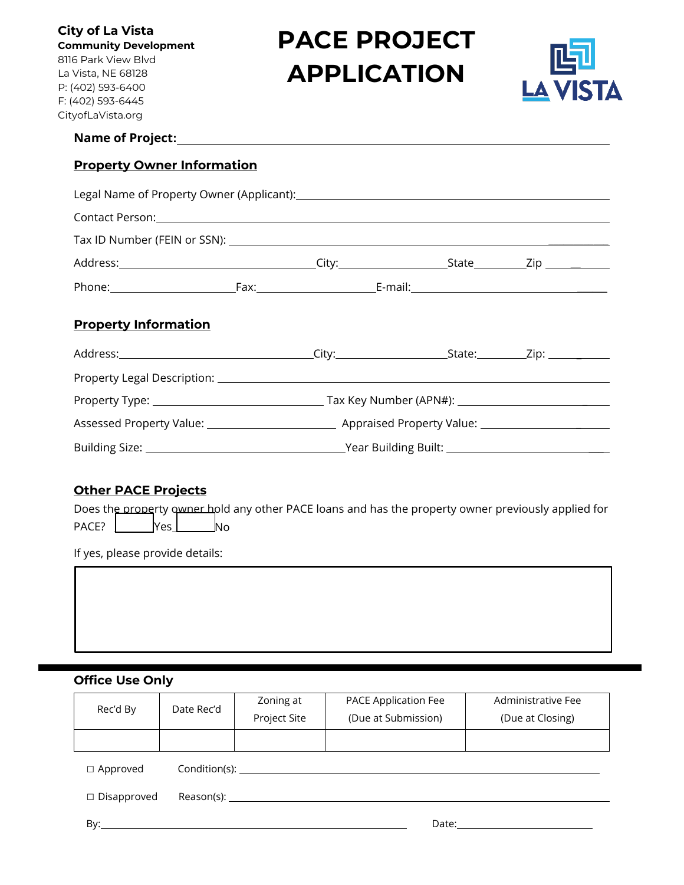**City of La Vista**
**Community Development**
8116 Park View Blvd
La Vista, NE 68128
P: (402) 593-6400
F: (402) 593-6445
CityofLaVista.org

# PACE PROJECT APPLICATION

LA VISTA

**Name of Project:** ______________________________

## Property Owner Information

Legal Name of Property Owner (Applicant): ______________________________

Contact Person: ______________________________

Tax ID Number (FEIN or SSN): ______________________________

Address: ______________ City: ______________ State ________ Zip ________

Phone: ______________ Fax: ______________ E-mail: ______________

## Property Information

Address: ______________ City: ______________ State: ________ Zip: ________

Property Legal Description: ______________________________

Property Type: ______________ Tax Key Number (APN#): ______________

Assessed Property Value: ______________ Appraised Property Value: ______________

Building Size: ______________ Year Building Built: ______________

## Other PACE Projects

Does the property owner hold any other PACE loans and has the property owner previously applied for PACE? ☐ Yes ☐ No

If yes, please provide details:

&nbsp;

---

### Office Use Only

| Rec'd By | Date Rec'd | Zoning at Project Site | PACE Application Fee (Due at Submission) | Administrative Fee (Due at Closing) |
|---|---|---|---|---|
| | | | | |

☐ Approved Condition(s): ______________________________

☐ Disapproved Reason(s): ______________________________

By: ______________________________ Date: ______________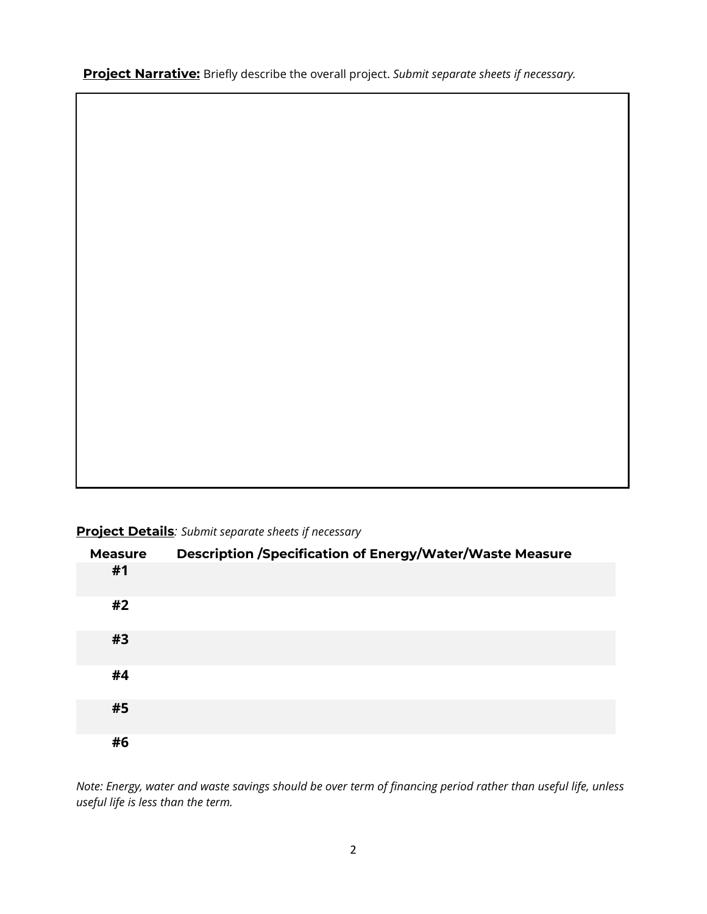**Project Narrative:** Briefly describe the overall project. *Submit separate sheets if necessary.*

**Project Details**: *Submit separate sheets if necessary*

| Measure | Description /Specification of Energy/Water/Waste Measure |
|---|---|
| #1 | |
| #2 | |
| #3 | |
| #4 | |
| #5 | |
| #6 | |

*Note: Energy, water and waste savings should be over term of financing period rather than useful life, unless useful life is less than the term.*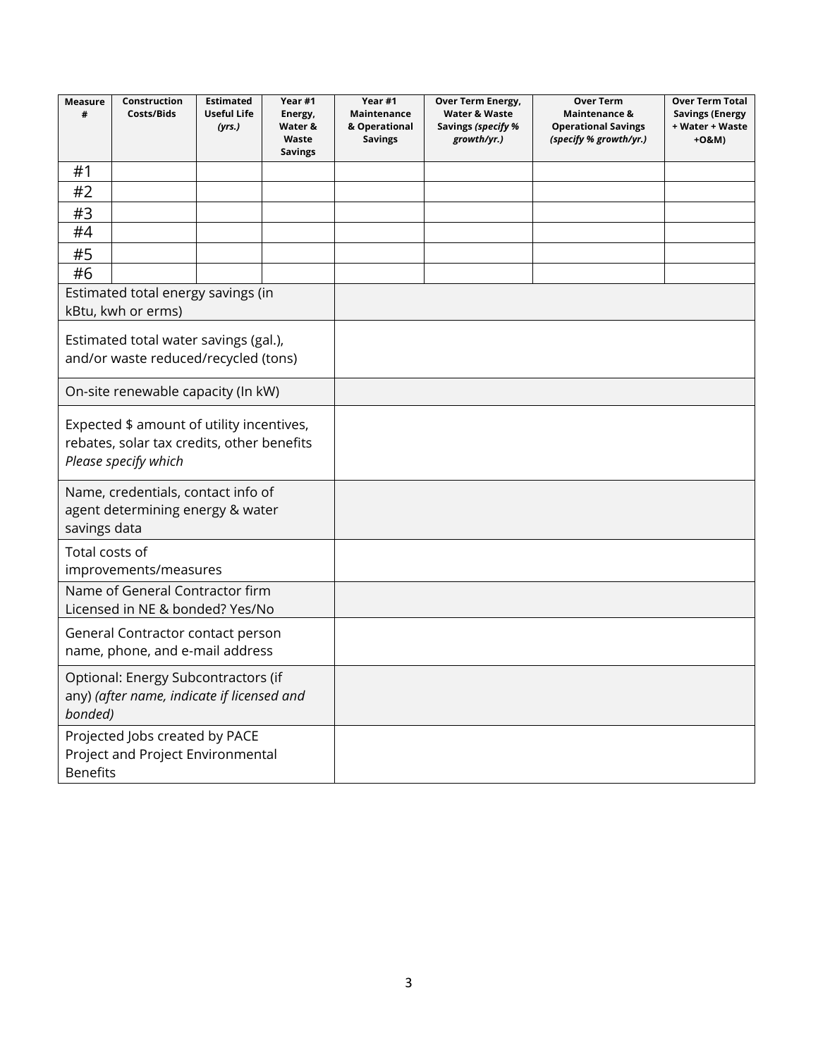| **Measure #** | **Construction Costs/Bids** | **Estimated Useful Life *(yrs.)*** | **Year #1 Energy, Water & Waste Savings** | **Year #1 Maintenance & Operational Savings** | **Over Term Energy, Water & Waste Savings *(specify % growth/yr.)*** | **Over Term Maintenance & Operational Savings *(specify % growth/yr.)*** | **Over Term Total Savings (Energy + Water + Waste +O&M)** |
|---|---|---|---|---|---|---|---|
| #1 | | | | | | | |
| #2 | | | | | | | |
| #3 | | | | | | | |
| #4 | | | | | | | |
| #5 | | | | | | | |
| #6 | | | | | | | |

| | |
|---|---|
| Estimated total energy savings (in kBtu, kwh or erms) | |
| Estimated total water savings (gal.), and/or waste reduced/recycled (tons) | |
| On-site renewable capacity (In kW) | |
| Expected $ amount of utility incentives, rebates, solar tax credits, other benefits *Please specify which* | |
| Name, credentials, contact info of agent determining energy & water savings data | |
| Total costs of improvements/measures | |
| Name of General Contractor firm Licensed in NE & bonded? Yes/No | |
| General Contractor contact person name, phone, and e-mail address | |
| Optional: Energy Subcontractors (if any) *(after name, indicate if licensed and bonded)* | |
| Projected Jobs created by PACE Project and Project Environmental Benefits | |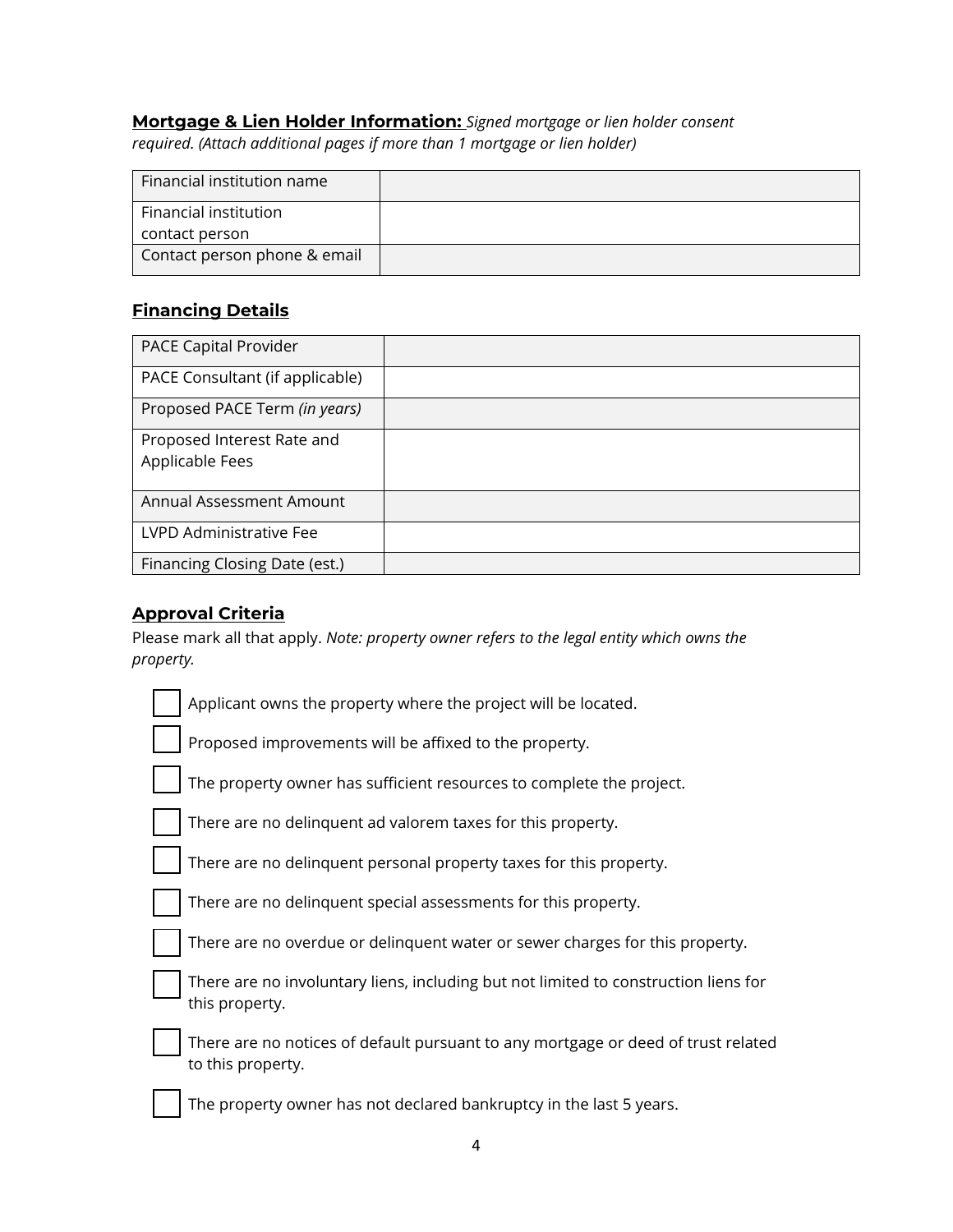**Mortgage & Lien Holder Information:** *Signed mortgage or lien holder consent required. (Attach additional pages if more than 1 mortgage or lien holder)*

| | |
|---|---|
| Financial institution name | |
| Financial institution contact person | |
| Contact person phone & email | |

## Financing Details

| | |
|---|---|
| PACE Capital Provider | |
| PACE Consultant (if applicable) | |
| Proposed PACE Term *(in years)* | |
| Proposed Interest Rate and Applicable Fees | |
| Annual Assessment Amount | |
| LVPD Administrative Fee | |
| Financing Closing Date (est.) | |

## Approval Criteria

Please mark all that apply. *Note: property owner refers to the legal entity which owns the property.*

- ☐ Applicant owns the property where the project will be located.
- ☐ Proposed improvements will be affixed to the property.
- ☐ The property owner has sufficient resources to complete the project.
- ☐ There are no delinquent ad valorem taxes for this property.
- ☐ There are no delinquent personal property taxes for this property.
- ☐ There are no delinquent special assessments for this property.
- ☐ There are no overdue or delinquent water or sewer charges for this property.
- ☐ There are no involuntary liens, including but not limited to construction liens for this property.
- ☐ There are no notices of default pursuant to any mortgage or deed of trust related to this property.
- ☐ The property owner has not declared bankruptcy in the last 5 years.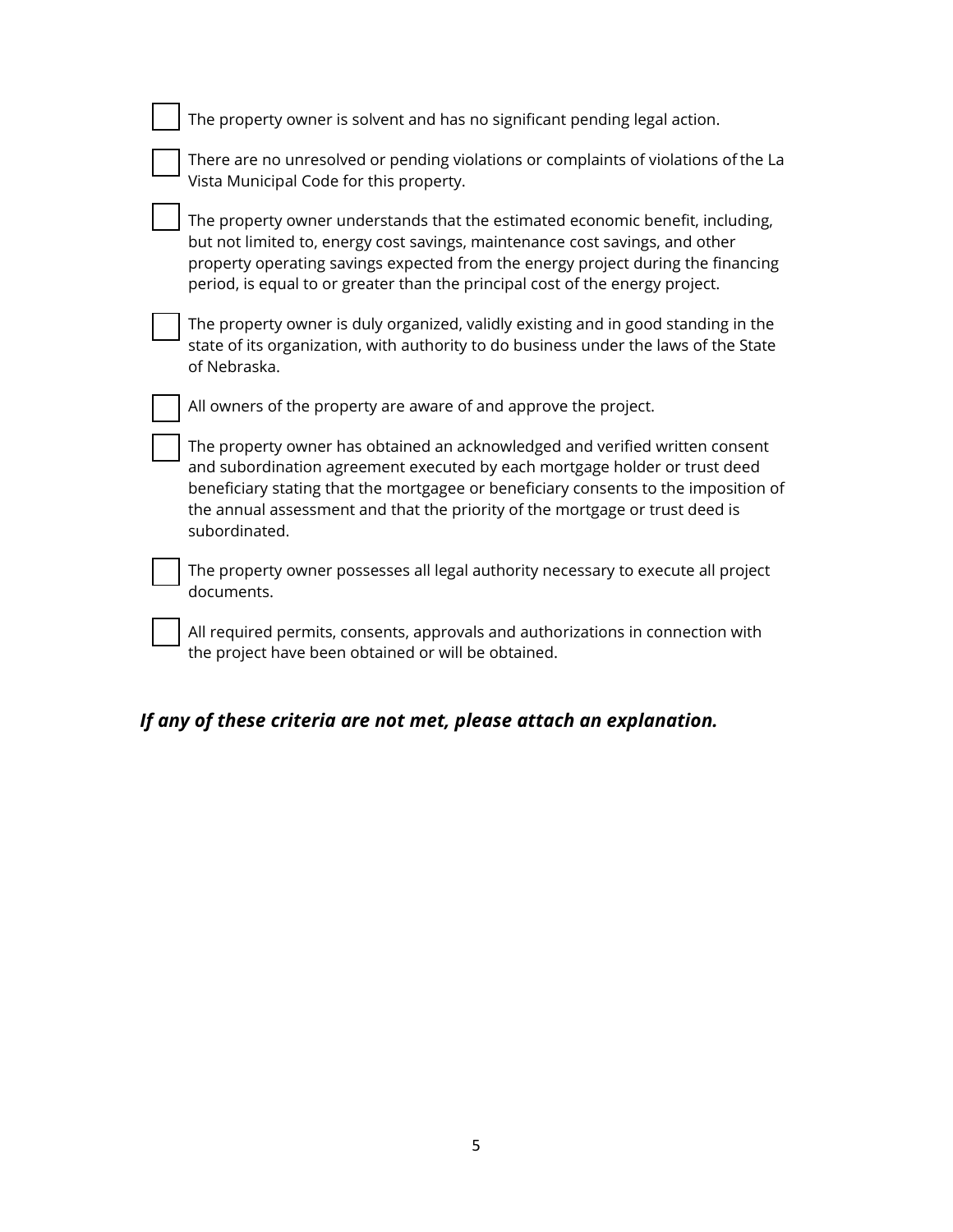- [ ] The property owner is solvent and has no significant pending legal action.
- [ ] There are no unresolved or pending violations or complaints of violations of the La Vista Municipal Code for this property.
- [ ] The property owner understands that the estimated economic benefit, including, but not limited to, energy cost savings, maintenance cost savings, and other property operating savings expected from the energy project during the financing period, is equal to or greater than the principal cost of the energy project.
- [ ] The property owner is duly organized, validly existing and in good standing in the state of its organization, with authority to do business under the laws of the State of Nebraska.
- [ ] All owners of the property are aware of and approve the project.
- [ ] The property owner has obtained an acknowledged and verified written consent and subordination agreement executed by each mortgage holder or trust deed beneficiary stating that the mortgagee or beneficiary consents to the imposition of the annual assessment and that the priority of the mortgage or trust deed is subordinated.
- [ ] The property owner possesses all legal authority necessary to execute all project documents.
- [ ] All required permits, consents, approvals and authorizations in connection with the project have been obtained or will be obtained.

***If any of these criteria are not met, please attach an explanation.***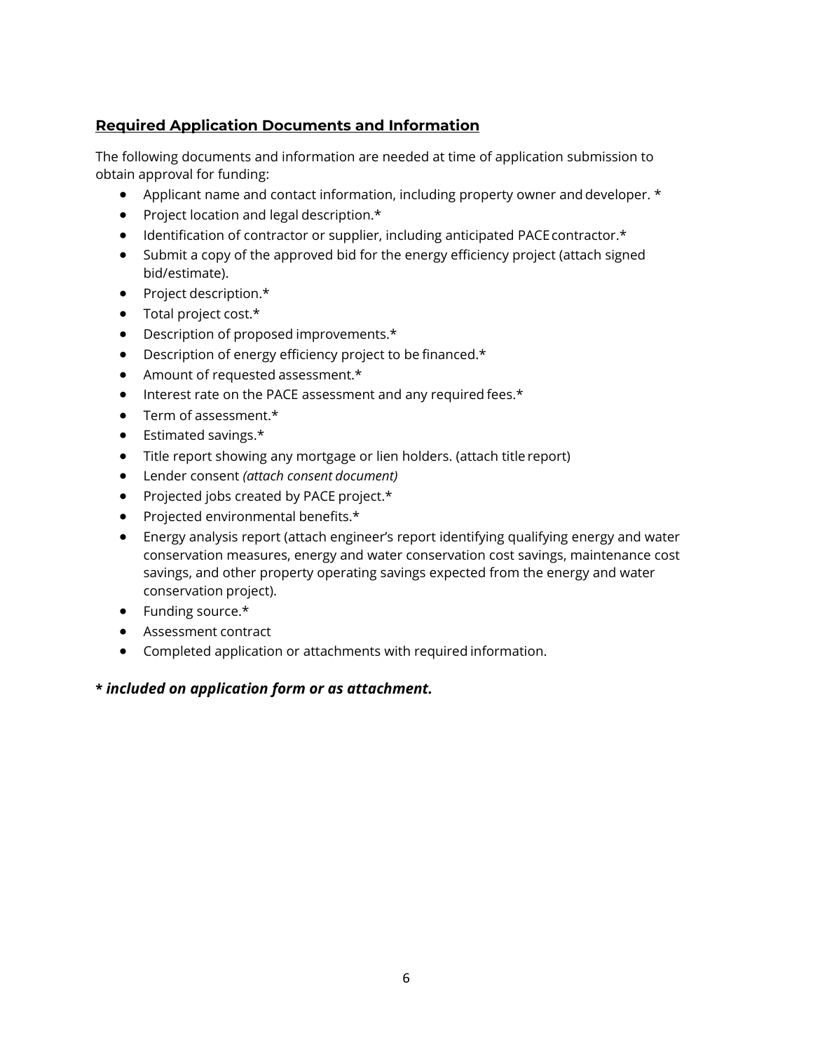## Required Application Documents and Information

The following documents and information are needed at time of application submission to obtain approval for funding:

- Applicant name and contact information, including property owner and developer. *
- Project location and legal description.*
- Identification of contractor or supplier, including anticipated PACE contractor.*
- Submit a copy of the approved bid for the energy efficiency project (attach signed bid/estimate).
- Project description.*
- Total project cost.*
- Description of proposed improvements.*
- Description of energy efficiency project to be financed.*
- Amount of requested assessment.*
- Interest rate on the PACE assessment and any required fees.*
- Term of assessment.*
- Estimated savings.*
- Title report showing any mortgage or lien holders. (attach title report)
- Lender consent *(attach consent document)*
- Projected jobs created by PACE project.*
- Projected environmental benefits.*
- Energy analysis report (attach engineer's report identifying qualifying energy and water conservation measures, energy and water conservation cost savings, maintenance cost savings, and other property operating savings expected from the energy and water conservation project).
- Funding source.*
- Assessment contract
- Completed application or attachments with required information.

***\* included on application form or as attachment.***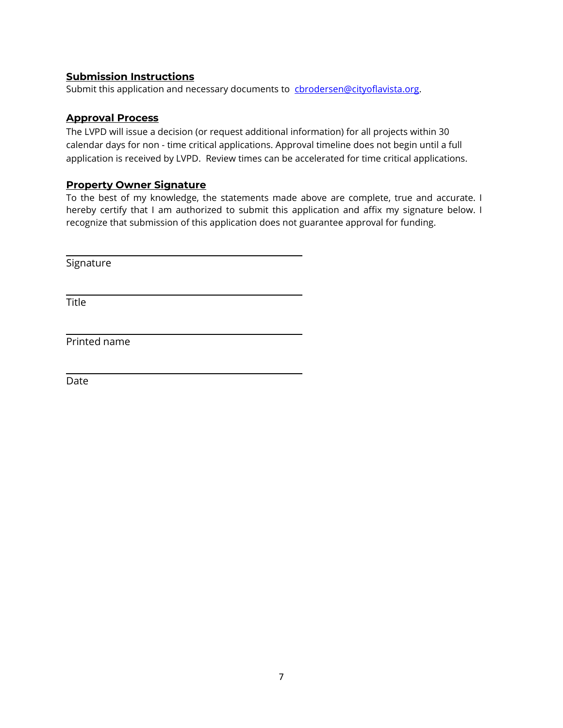## Submission Instructions

Submit this application and necessary documents to [cbrodersen@cityoflavista.org](mailto:cbrodersen@cityoflavista.org).

## Approval Process

The LVPD will issue a decision (or request additional information) for all projects within 30 calendar days for non - time critical applications. Approval timeline does not begin until a full application is received by LVPD. Review times can be accelerated for time critical applications.

## Property Owner Signature

To the best of my knowledge, the statements made above are complete, true and accurate. I hereby certify that I am authorized to submit this application and affix my signature below. I recognize that submission of this application does not guarantee approval for funding.

\_\_\_\_\_\_\_\_\_\_\_\_\_\_\_\_\_\_\_\_\_\_\_\_\_\_\_\_\_\_\_\_\_\_\_\_\_\_\_\_

Signature

\_\_\_\_\_\_\_\_\_\_\_\_\_\_\_\_\_\_\_\_\_\_\_\_\_\_\_\_\_\_\_\_\_\_\_\_\_\_\_\_

Title

\_\_\_\_\_\_\_\_\_\_\_\_\_\_\_\_\_\_\_\_\_\_\_\_\_\_\_\_\_\_\_\_\_\_\_\_\_\_\_\_

Printed name

\_\_\_\_\_\_\_\_\_\_\_\_\_\_\_\_\_\_\_\_\_\_\_\_\_\_\_\_\_\_\_\_\_\_\_\_\_\_\_\_

Date